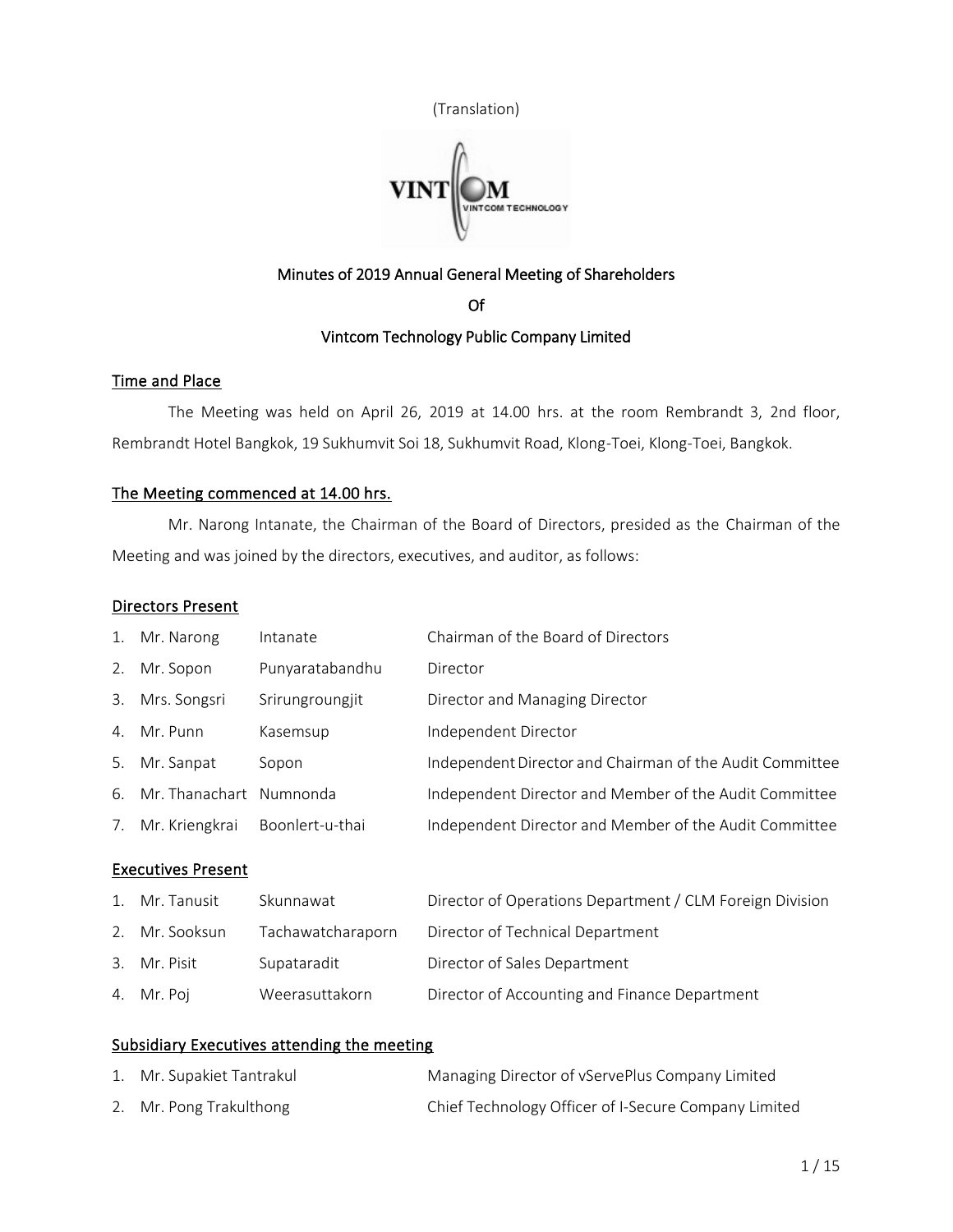(Translation)

## Minutes of 2019 Annual General Meeting of Shareholders

## Of

## Vintcom Technology Public Company Limited

### Time and Place

The Meeting was held on April 26, 2019 at 14.00 hrs. at the room Rembrandt 3, 2nd floor, Rembrandt Hotel Bangkok, 19 Sukhumvit Soi 18, Sukhumvit Road, Klong-Toei, Klong-Toei, Bangkok.

### The Meeting commenced at 14.00 hrs.

Mr. Narong Intanate, the Chairman of the Board of Directors, presided as the Chairman of the Meeting and was joined by the directors, executives, and auditor, as follows:

### Directors Present

| No. | Name | Surname | Position |
|---|---|---|---|
| 1. | Mr. Narong | Intanate | Chairman of the Board of Directors |
| 2. | Mr. Sopon | Punyaratabandhu | Director |
| 3. | Mrs. Songsri | Srirungroungjit | Director and Managing Director |
| 4. | Mr. Punn | Kasemsup | Independent Director |
| 5. | Mr. Sanpat | Sopon | Independent Director and Chairman of the Audit Committee |
| 6. | Mr. Thanachart | Numnonda | Independent Director and Member of the Audit Committee |
| 7. | Mr. Kriengkrai | Boonlert-u-thai | Independent Director and Member of the Audit Committee |

### Executives Present

| No. | Name | Surname | Position |
|---|---|---|---|
| 1. | Mr. Tanusit | Skunnawat | Director of Operations Department / CLM Foreign Division |
| 2. | Mr. Sooksun | Tachawatcharaporn | Director of Technical Department |
| 3. | Mr. Pisit | Supataradit | Director of Sales Department |
| 4. | Mr. Poj | Weerasuttakorn | Director of Accounting and Finance Department |

### Subsidiary Executives attending the meeting

| No. | Name | Position |
|---|---|---|
| 1. | Mr. Supakiet Tantrakul | Managing Director of vServePlus Company Limited |
| 2. | Mr. Pong Trakulthong | Chief Technology Officer of I-Secure Company Limited |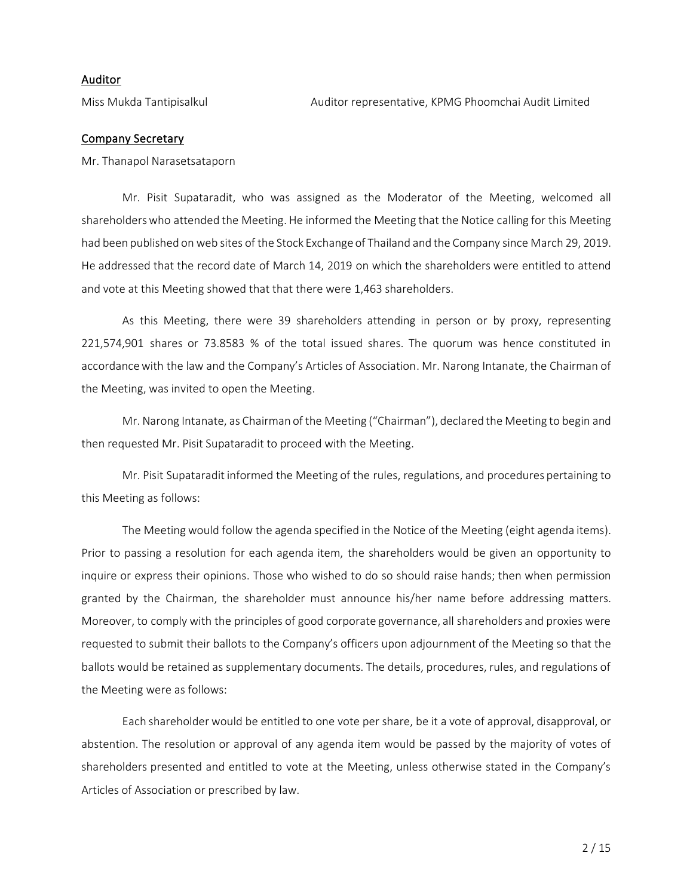## Auditor

Miss Mukda Tantipisalkul — Auditor representative, KPMG Phoomchai Audit Limited

## Company Secretary

Mr. Thanapol Narasetsataporn

Mr. Pisit Supataradit, who was assigned as the Moderator of the Meeting, welcomed all shareholders who attended the Meeting. He informed the Meeting that the Notice calling for this Meeting had been published on web sites of the Stock Exchange of Thailand and the Company since March 29, 2019. He addressed that the record date of March 14, 2019 on which the shareholders were entitled to attend and vote at this Meeting showed that that there were 1,463 shareholders.

As this Meeting, there were 39 shareholders attending in person or by proxy, representing 221,574,901 shares or 73.8583 % of the total issued shares. The quorum was hence constituted in accordance with the law and the Company's Articles of Association. Mr. Narong Intanate, the Chairman of the Meeting, was invited to open the Meeting.

Mr. Narong Intanate, as Chairman of the Meeting ("Chairman"), declared the Meeting to begin and then requested Mr. Pisit Supataradit to proceed with the Meeting.

Mr. Pisit Supataradit informed the Meeting of the rules, regulations, and procedures pertaining to this Meeting as follows:

The Meeting would follow the agenda specified in the Notice of the Meeting (eight agenda items). Prior to passing a resolution for each agenda item, the shareholders would be given an opportunity to inquire or express their opinions. Those who wished to do so should raise hands; then when permission granted by the Chairman, the shareholder must announce his/her name before addressing matters. Moreover, to comply with the principles of good corporate governance, all shareholders and proxies were requested to submit their ballots to the Company's officers upon adjournment of the Meeting so that the ballots would be retained as supplementary documents. The details, procedures, rules, and regulations of the Meeting were as follows:

Each shareholder would be entitled to one vote per share, be it a vote of approval, disapproval, or abstention. The resolution or approval of any agenda item would be passed by the majority of votes of shareholders presented and entitled to vote at the Meeting, unless otherwise stated in the Company's Articles of Association or prescribed by law.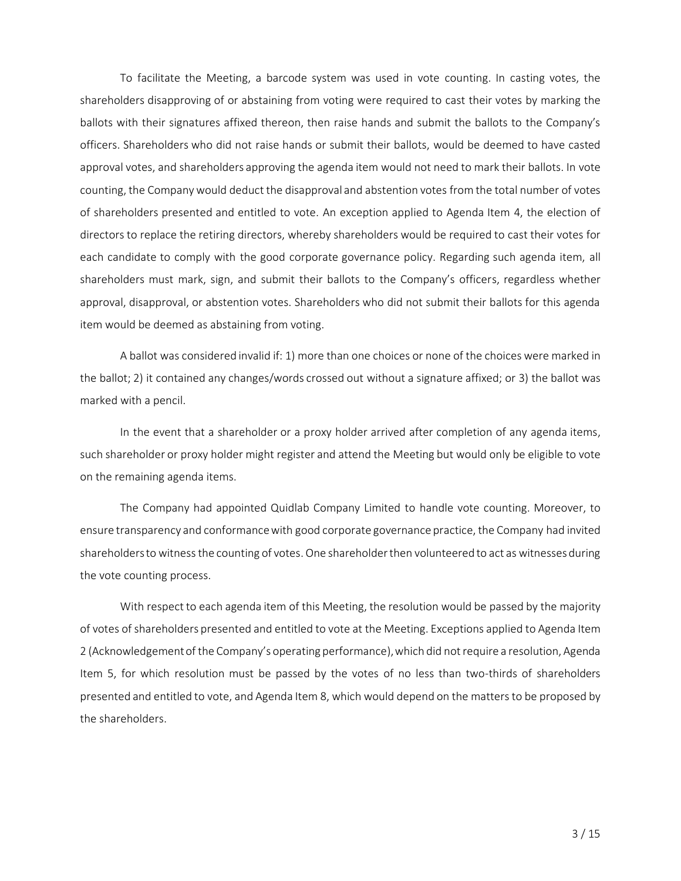To facilitate the Meeting, a barcode system was used in vote counting. In casting votes, the shareholders disapproving of or abstaining from voting were required to cast their votes by marking the ballots with their signatures affixed thereon, then raise hands and submit the ballots to the Company's officers. Shareholders who did not raise hands or submit their ballots, would be deemed to have casted approval votes, and shareholders approving the agenda item would not need to mark their ballots. In vote counting, the Company would deduct the disapproval and abstention votes from the total number of votes of shareholders presented and entitled to vote. An exception applied to Agenda Item 4, the election of directors to replace the retiring directors, whereby shareholders would be required to cast their votes for each candidate to comply with the good corporate governance policy. Regarding such agenda item, all shareholders must mark, sign, and submit their ballots to the Company's officers, regardless whether approval, disapproval, or abstention votes. Shareholders who did not submit their ballots for this agenda item would be deemed as abstaining from voting.

A ballot was considered invalid if: 1) more than one choices or none of the choices were marked in the ballot; 2) it contained any changes/words crossed out without a signature affixed; or 3) the ballot was marked with a pencil.

In the event that a shareholder or a proxy holder arrived after completion of any agenda items, such shareholder or proxy holder might register and attend the Meeting but would only be eligible to vote on the remaining agenda items.

The Company had appointed Quidlab Company Limited to handle vote counting. Moreover, to ensure transparency and conformance with good corporate governance practice, the Company had invited shareholders to witness the counting of votes. One shareholder then volunteered to act as witnesses during the vote counting process.

With respect to each agenda item of this Meeting, the resolution would be passed by the majority of votes of shareholders presented and entitled to vote at the Meeting. Exceptions applied to Agenda Item 2 (Acknowledgement of the Company's operating performance), which did not require a resolution, Agenda Item 5, for which resolution must be passed by the votes of no less than two-thirds of shareholders presented and entitled to vote, and Agenda Item 8, which would depend on the matters to be proposed by the shareholders.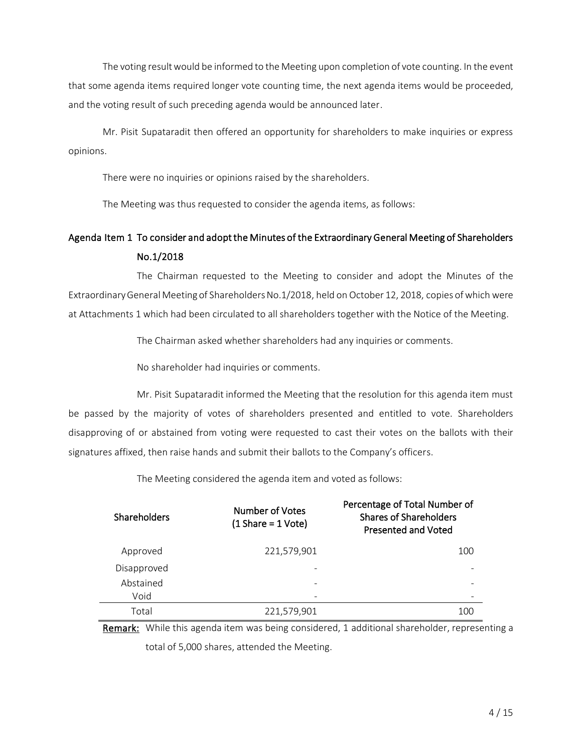The voting result would be informed to the Meeting upon completion of vote counting. In the event that some agenda items required longer vote counting time, the next agenda items would be proceeded, and the voting result of such preceding agenda would be announced later.

Mr. Pisit Supataradit then offered an opportunity for shareholders to make inquiries or express opinions.

There were no inquiries or opinions raised by the shareholders.

The Meeting was thus requested to consider the agenda items, as follows:

## Agenda Item 1 To consider and adopt the Minutes of the Extraordinary General Meeting of Shareholders No.1/2018

The Chairman requested to the Meeting to consider and adopt the Minutes of the Extraordinary General Meeting of Shareholders No.1/2018, held on October 12, 2018, copies of which were at Attachments 1 which had been circulated to all shareholders together with the Notice of the Meeting.

The Chairman asked whether shareholders had any inquiries or comments.

No shareholder had inquiries or comments.

Mr. Pisit Supataradit informed the Meeting that the resolution for this agenda item must be passed by the majority of votes of shareholders presented and entitled to vote. Shareholders disapproving of or abstained from voting were requested to cast their votes on the ballots with their signatures affixed, then raise hands and submit their ballots to the Company's officers.

The Meeting considered the agenda item and voted as follows:

| Shareholders | Number of Votes (1 Share = 1 Vote) | Percentage of Total Number of Shares of Shareholders Presented and Voted |
|---|---|---|
| Approved | 221,579,901 | 100 |
| Disapproved | - | - |
| Abstained | - | - |
| Void | - | - |
| Total | 221,579,901 | 100 |

**Remark:** While this agenda item was being considered, 1 additional shareholder, representing a total of 5,000 shares, attended the Meeting.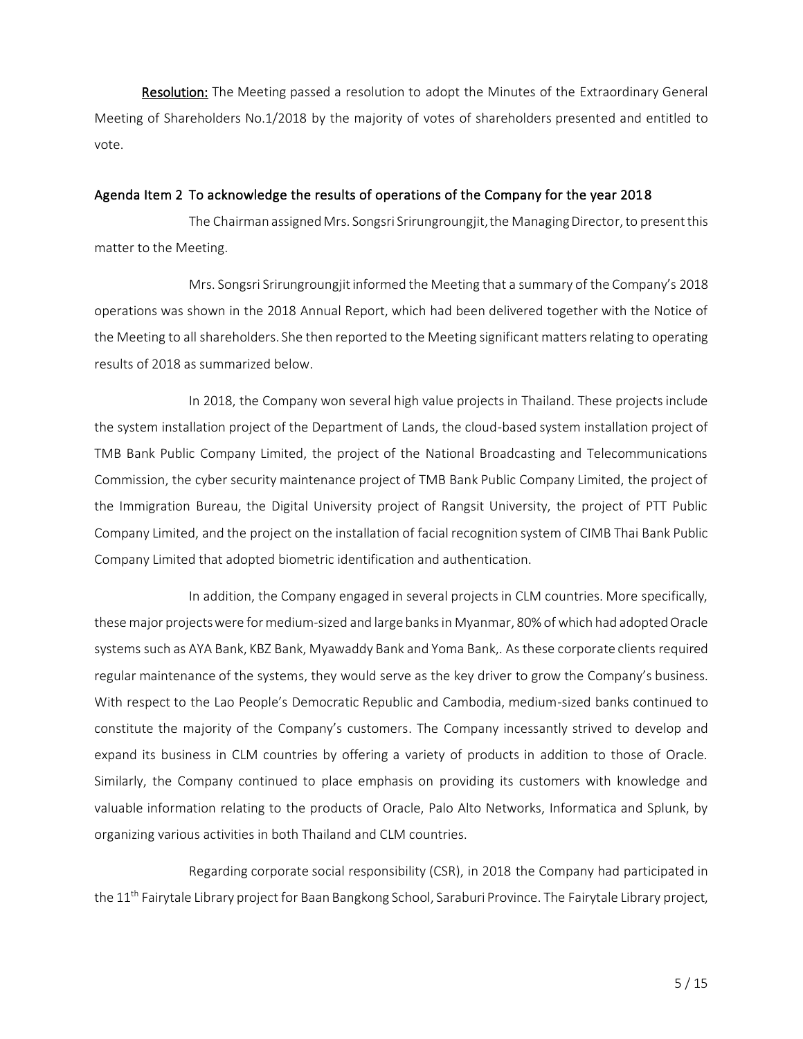**Resolution:** The Meeting passed a resolution to adopt the Minutes of the Extraordinary General Meeting of Shareholders No.1/2018 by the majority of votes of shareholders presented and entitled to vote.

## Agenda Item 2 To acknowledge the results of operations of the Company for the year 2018

The Chairman assigned Mrs. Songsri Srirungroungjit, the Managing Director, to present this matter to the Meeting.

Mrs. Songsri Srirungroungjit informed the Meeting that a summary of the Company's 2018 operations was shown in the 2018 Annual Report, which had been delivered together with the Notice of the Meeting to all shareholders. She then reported to the Meeting significant matters relating to operating results of 2018 as summarized below.

In 2018, the Company won several high value projects in Thailand. These projects include the system installation project of the Department of Lands, the cloud-based system installation project of TMB Bank Public Company Limited, the project of the National Broadcasting and Telecommunications Commission, the cyber security maintenance project of TMB Bank Public Company Limited, the project of the Immigration Bureau, the Digital University project of Rangsit University, the project of PTT Public Company Limited, and the project on the installation of facial recognition system of CIMB Thai Bank Public Company Limited that adopted biometric identification and authentication.

In addition, the Company engaged in several projects in CLM countries. More specifically, these major projects were for medium-sized and large banks in Myanmar, 80% of which had adopted Oracle systems such as AYA Bank, KBZ Bank, Myawaddy Bank and Yoma Bank,. As these corporate clients required regular maintenance of the systems, they would serve as the key driver to grow the Company's business. With respect to the Lao People's Democratic Republic and Cambodia, medium-sized banks continued to constitute the majority of the Company's customers. The Company incessantly strived to develop and expand its business in CLM countries by offering a variety of products in addition to those of Oracle. Similarly, the Company continued to place emphasis on providing its customers with knowledge and valuable information relating to the products of Oracle, Palo Alto Networks, Informatica and Splunk, by organizing various activities in both Thailand and CLM countries.

Regarding corporate social responsibility (CSR), in 2018 the Company had participated in the 11th Fairytale Library project for Baan Bangkong School, Saraburi Province. The Fairytale Library project,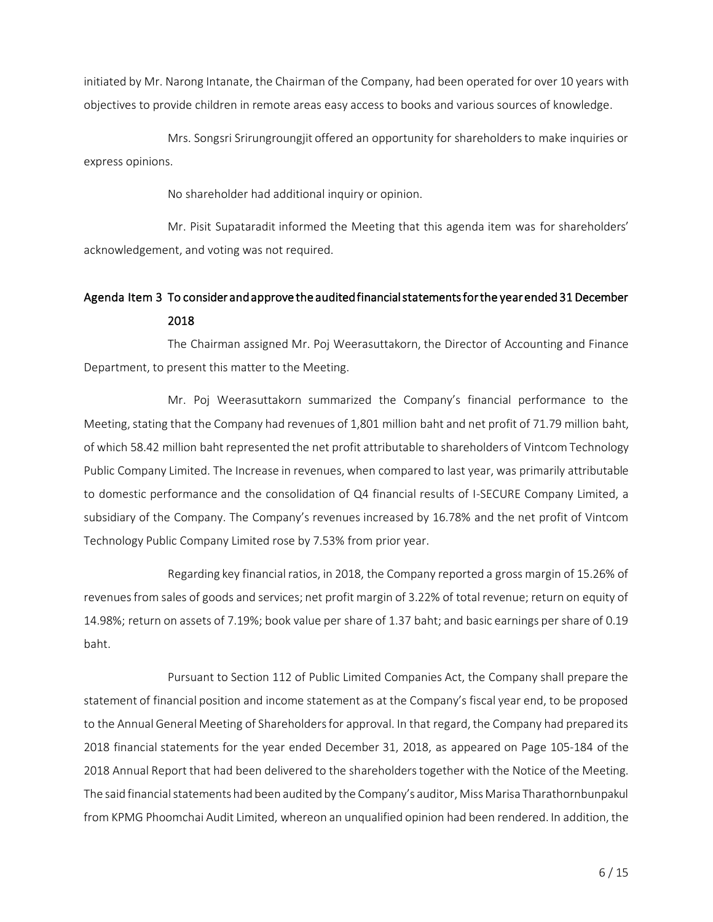initiated by Mr. Narong Intanate, the Chairman of the Company, had been operated for over 10 years with objectives to provide children in remote areas easy access to books and various sources of knowledge.

Mrs. Songsri Srirungroungjit offered an opportunity for shareholders to make inquiries or express opinions.

No shareholder had additional inquiry or opinion.

Mr. Pisit Supataradit informed the Meeting that this agenda item was for shareholders' acknowledgement, and voting was not required.

## Agenda Item 3 To consider and approve the audited financial statements for the year ended 31 December 2018

The Chairman assigned Mr. Poj Weerasuttakorn, the Director of Accounting and Finance Department, to present this matter to the Meeting.

Mr. Poj Weerasuttakorn summarized the Company's financial performance to the Meeting, stating that the Company had revenues of 1,801 million baht and net profit of 71.79 million baht, of which 58.42 million baht represented the net profit attributable to shareholders of Vintcom Technology Public Company Limited. The Increase in revenues, when compared to last year, was primarily attributable to domestic performance and the consolidation of Q4 financial results of I-SECURE Company Limited, a subsidiary of the Company. The Company's revenues increased by 16.78% and the net profit of Vintcom Technology Public Company Limited rose by 7.53% from prior year.

Regarding key financial ratios, in 2018, the Company reported a gross margin of 15.26% of revenues from sales of goods and services; net profit margin of 3.22% of total revenue; return on equity of 14.98%; return on assets of 7.19%; book value per share of 1.37 baht; and basic earnings per share of 0.19 baht.

Pursuant to Section 112 of Public Limited Companies Act, the Company shall prepare the statement of financial position and income statement as at the Company's fiscal year end, to be proposed to the Annual General Meeting of Shareholders for approval. In that regard, the Company had prepared its 2018 financial statements for the year ended December 31, 2018, as appeared on Page 105-184 of the 2018 Annual Report that had been delivered to the shareholders together with the Notice of the Meeting. The said financial statements had been audited by the Company's auditor, Miss Marisa Tharathornbunpakul from KPMG Phoomchai Audit Limited, whereon an unqualified opinion had been rendered. In addition, the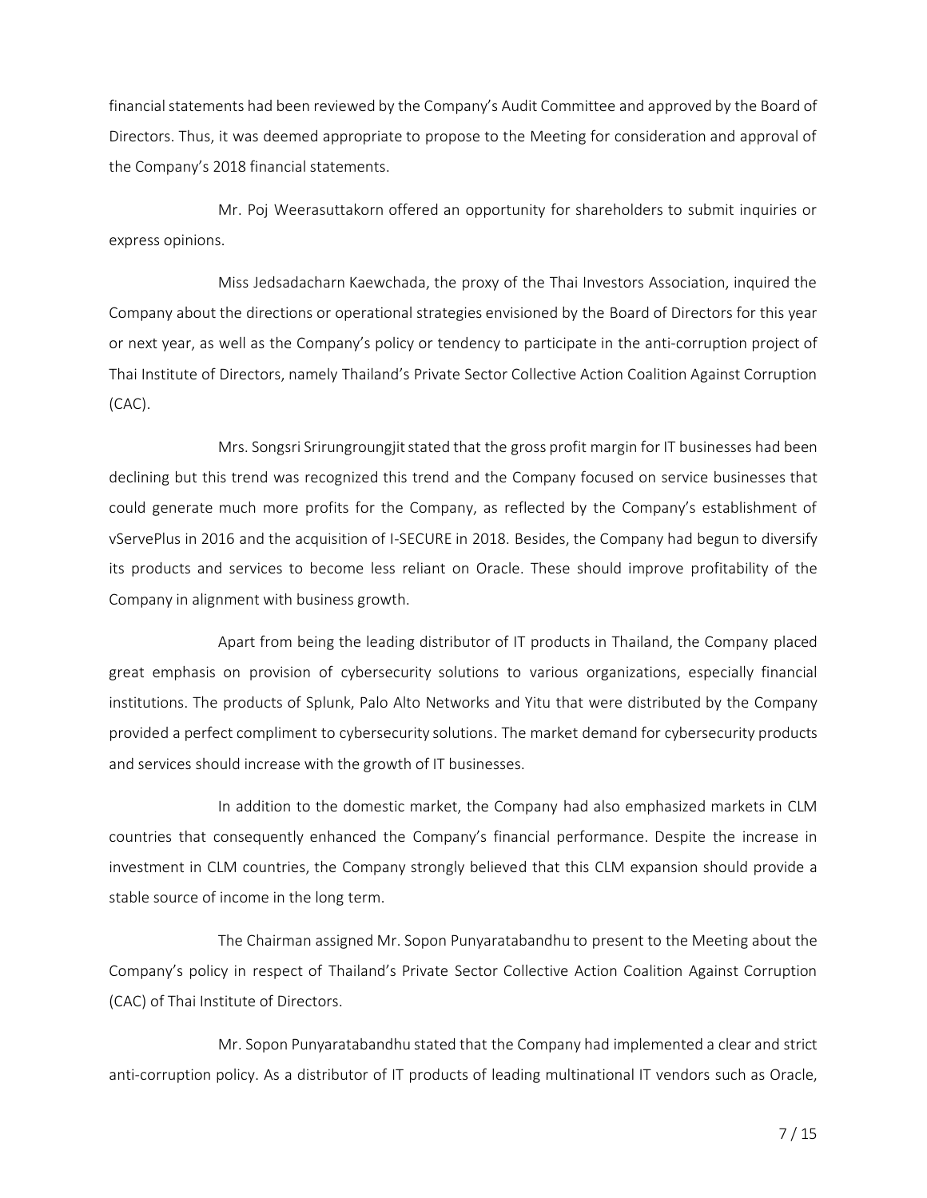financial statements had been reviewed by the Company's Audit Committee and approved by the Board of Directors. Thus, it was deemed appropriate to propose to the Meeting for consideration and approval of the Company's 2018 financial statements.

Mr. Poj Weerasuttakorn offered an opportunity for shareholders to submit inquiries or express opinions.

Miss Jedsadacharn Kaewchada, the proxy of the Thai Investors Association, inquired the Company about the directions or operational strategies envisioned by the Board of Directors for this year or next year, as well as the Company's policy or tendency to participate in the anti-corruption project of Thai Institute of Directors, namely Thailand's Private Sector Collective Action Coalition Against Corruption (CAC).

Mrs. Songsri Srirungroungjit stated that the gross profit margin for IT businesses had been declining but this trend was recognized this trend and the Company focused on service businesses that could generate much more profits for the Company, as reflected by the Company's establishment of vServePlus in 2016 and the acquisition of I-SECURE in 2018. Besides, the Company had begun to diversify its products and services to become less reliant on Oracle. These should improve profitability of the Company in alignment with business growth.

Apart from being the leading distributor of IT products in Thailand, the Company placed great emphasis on provision of cybersecurity solutions to various organizations, especially financial institutions. The products of Splunk, Palo Alto Networks and Yitu that were distributed by the Company provided a perfect compliment to cybersecurity solutions. The market demand for cybersecurity products and services should increase with the growth of IT businesses.

In addition to the domestic market, the Company had also emphasized markets in CLM countries that consequently enhanced the Company's financial performance. Despite the increase in investment in CLM countries, the Company strongly believed that this CLM expansion should provide a stable source of income in the long term.

The Chairman assigned Mr. Sopon Punyaratabandhu to present to the Meeting about the Company's policy in respect of Thailand's Private Sector Collective Action Coalition Against Corruption (CAC) of Thai Institute of Directors.

Mr. Sopon Punyaratabandhu stated that the Company had implemented a clear and strict anti-corruption policy. As a distributor of IT products of leading multinational IT vendors such as Oracle,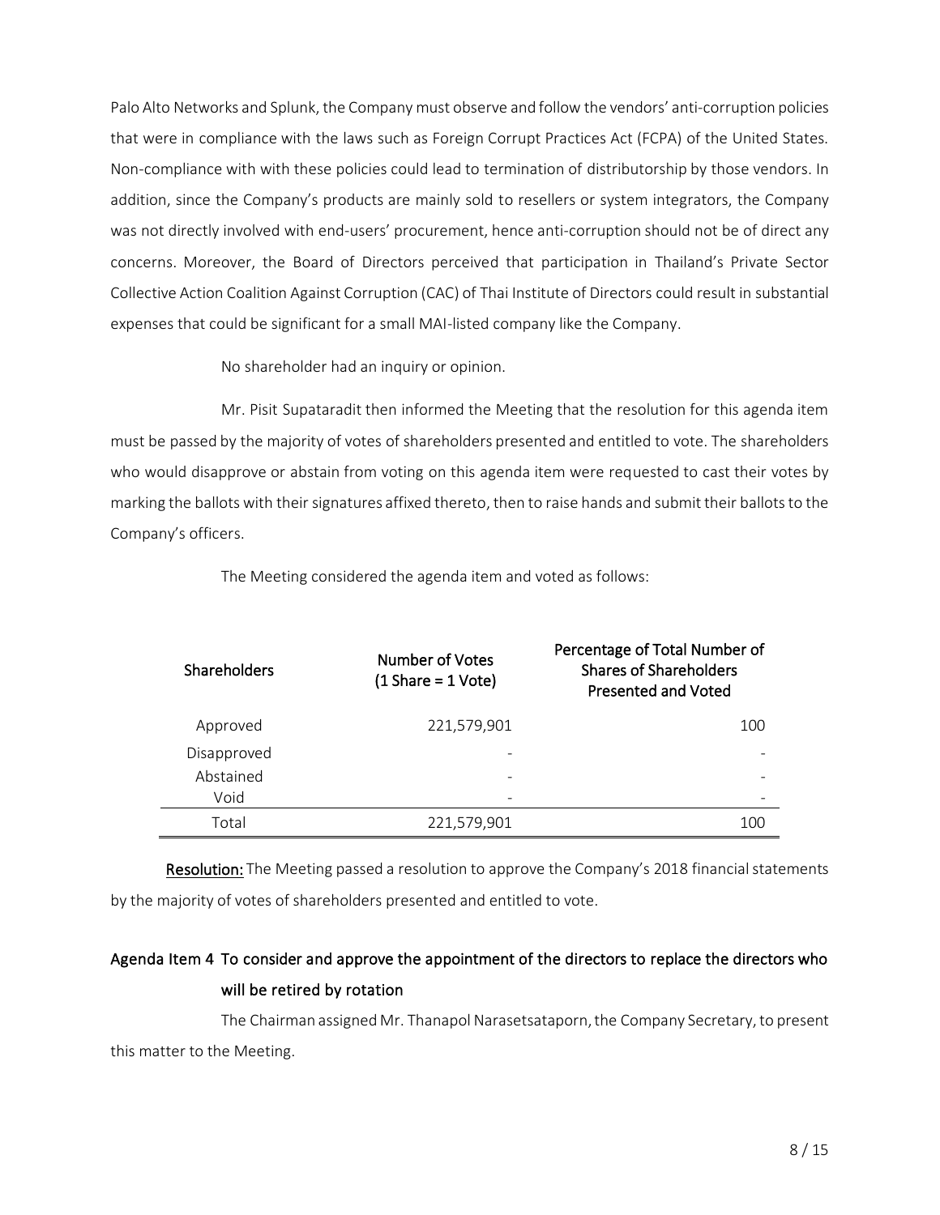Palo Alto Networks and Splunk, the Company must observe and follow the vendors' anti-corruption policies that were in compliance with the laws such as Foreign Corrupt Practices Act (FCPA) of the United States. Non-compliance with with these policies could lead to termination of distributorship by those vendors. In addition, since the Company's products are mainly sold to resellers or system integrators, the Company was not directly involved with end-users' procurement, hence anti-corruption should not be of direct any concerns. Moreover, the Board of Directors perceived that participation in Thailand's Private Sector Collective Action Coalition Against Corruption (CAC) of Thai Institute of Directors could result in substantial expenses that could be significant for a small MAI-listed company like the Company.

No shareholder had an inquiry or opinion.

Mr. Pisit Supataradit then informed the Meeting that the resolution for this agenda item must be passed by the majority of votes of shareholders presented and entitled to vote. The shareholders who would disapprove or abstain from voting on this agenda item were requested to cast their votes by marking the ballots with their signatures affixed thereto, then to raise hands and submit their ballots to the Company's officers.

The Meeting considered the agenda item and voted as follows:

| Shareholders | Number of Votes (1 Share = 1 Vote) | Percentage of Total Number of Shares of Shareholders Presented and Voted |
|---|---|---|
| Approved | 221,579,901 | 100 |
| Disapproved | - | - |
| Abstained | - | - |
| Void | - | - |
| Total | 221,579,901 | 100 |

**Resolution:** The Meeting passed a resolution to approve the Company's 2018 financial statements by the majority of votes of shareholders presented and entitled to vote.

## Agenda Item 4 To consider and approve the appointment of the directors to replace the directors who will be retired by rotation

The Chairman assigned Mr. Thanapol Narasetsataporn, the Company Secretary, to present this matter to the Meeting.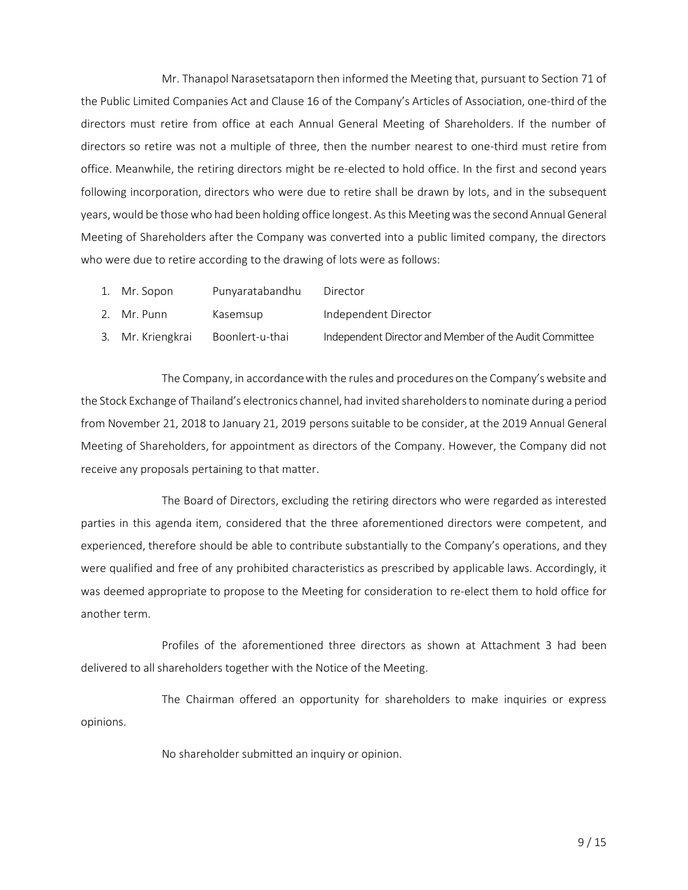Mr. Thanapol Narasetsataporn then informed the Meeting that, pursuant to Section 71 of the Public Limited Companies Act and Clause 16 of the Company's Articles of Association, one-third of the directors must retire from office at each Annual General Meeting of Shareholders. If the number of directors so retire was not a multiple of three, then the number nearest to one-third must retire from office. Meanwhile, the retiring directors might be re-elected to hold office. In the first and second years following incorporation, directors who were due to retire shall be drawn by lots, and in the subsequent years, would be those who had been holding office longest. As this Meeting was the second Annual General Meeting of Shareholders after the Company was converted into a public limited company, the directors who were due to retire according to the drawing of lots were as follows:

1. Mr. Sopon Punyaratabandhu Director
2. Mr. Punn Kasemsup Independent Director
3. Mr. Kriengkrai Boonlert-u-thai Independent Director and Member of the Audit Committee

The Company, in accordance with the rules and procedures on the Company's website and the Stock Exchange of Thailand's electronics channel, had invited shareholders to nominate during a period from November 21, 2018 to January 21, 2019 persons suitable to be consider, at the 2019 Annual General Meeting of Shareholders, for appointment as directors of the Company. However, the Company did not receive any proposals pertaining to that matter.

The Board of Directors, excluding the retiring directors who were regarded as interested parties in this agenda item, considered that the three aforementioned directors were competent, and experienced, therefore should be able to contribute substantially to the Company's operations, and they were qualified and free of any prohibited characteristics as prescribed by applicable laws. Accordingly, it was deemed appropriate to propose to the Meeting for consideration to re-elect them to hold office for another term.

Profiles of the aforementioned three directors as shown at Attachment 3 had been delivered to all shareholders together with the Notice of the Meeting.

The Chairman offered an opportunity for shareholders to make inquiries or express opinions.

No shareholder submitted an inquiry or opinion.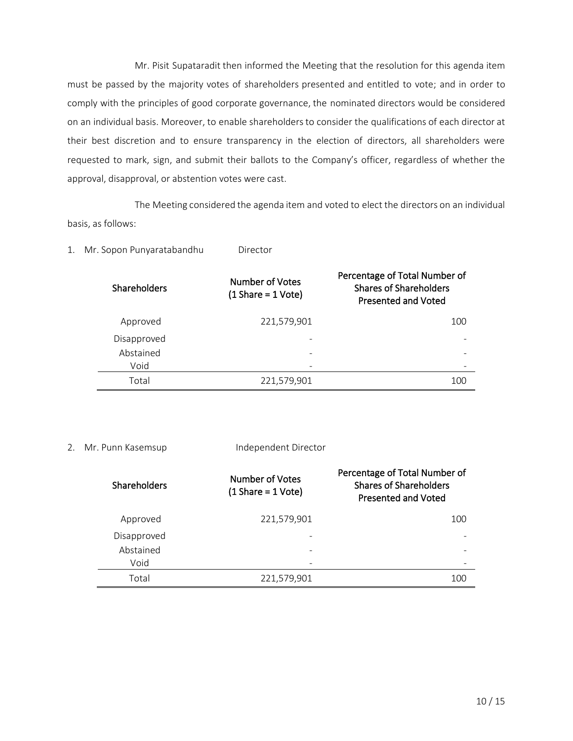Mr. Pisit Supataradit then informed the Meeting that the resolution for this agenda item must be passed by the majority votes of shareholders presented and entitled to vote; and in order to comply with the principles of good corporate governance, the nominated directors would be considered on an individual basis. Moreover, to enable shareholders to consider the qualifications of each director at their best discretion and to ensure transparency in the election of directors, all shareholders were requested to mark, sign, and submit their ballots to the Company's officer, regardless of whether the approval, disapproval, or abstention votes were cast.

The Meeting considered the agenda item and voted to elect the directors on an individual basis, as follows:

1. Mr. Sopon Punyaratabandhu Director

| Shareholders | Number of Votes (1 Share = 1 Vote) | Percentage of Total Number of Shares of Shareholders Presented and Voted |
|---|---:|---:|
| Approved | 221,579,901 | 100 |
| Disapproved | - | - |
| Abstained | - | - |
| Void | - | - |
| Total | 221,579,901 | 100 |

2. Mr. Punn Kasemsup Independent Director

| Shareholders | Number of Votes (1 Share = 1 Vote) | Percentage of Total Number of Shares of Shareholders Presented and Voted |
|---|---:|---:|
| Approved | 221,579,901 | 100 |
| Disapproved | - | - |
| Abstained | - | - |
| Void | - | - |
| Total | 221,579,901 | 100 |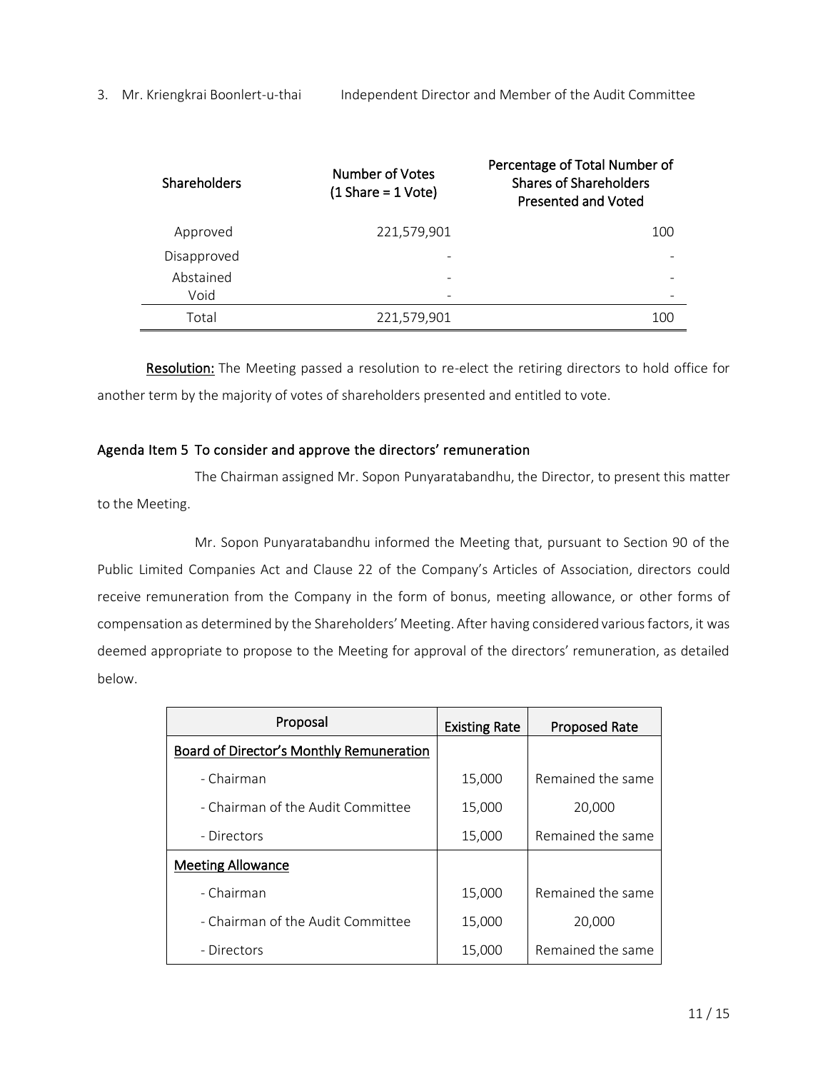3. Mr. Kriengkrai Boonlert-u-thai Independent Director and Member of the Audit Committee

| Shareholders | Number of Votes (1 Share = 1 Vote) | Percentage of Total Number of Shares of Shareholders Presented and Voted |
|---|---|---|
| Approved | 221,579,901 | 100 |
| Disapproved | - | - |
| Abstained | - | - |
| Void | - | - |
| Total | 221,579,901 | 100 |

**Resolution:** The Meeting passed a resolution to re-elect the retiring directors to hold office for another term by the majority of votes of shareholders presented and entitled to vote.

## Agenda Item 5 To consider and approve the directors' remuneration

The Chairman assigned Mr. Sopon Punyaratabandhu, the Director, to present this matter to the Meeting.

Mr. Sopon Punyaratabandhu informed the Meeting that, pursuant to Section 90 of the Public Limited Companies Act and Clause 22 of the Company's Articles of Association, directors could receive remuneration from the Company in the form of bonus, meeting allowance, or other forms of compensation as determined by the Shareholders' Meeting. After having considered various factors, it was deemed appropriate to propose to the Meeting for approval of the directors' remuneration, as detailed below.

| Proposal | Existing Rate | Proposed Rate |
|---|---|---|
| **Board of Director's Monthly Remuneration** | | |
| - Chairman | 15,000 | Remained the same |
| - Chairman of the Audit Committee | 15,000 | 20,000 |
| - Directors | 15,000 | Remained the same |
| **Meeting Allowance** | | |
| - Chairman | 15,000 | Remained the same |
| - Chairman of the Audit Committee | 15,000 | 20,000 |
| - Directors | 15,000 | Remained the same |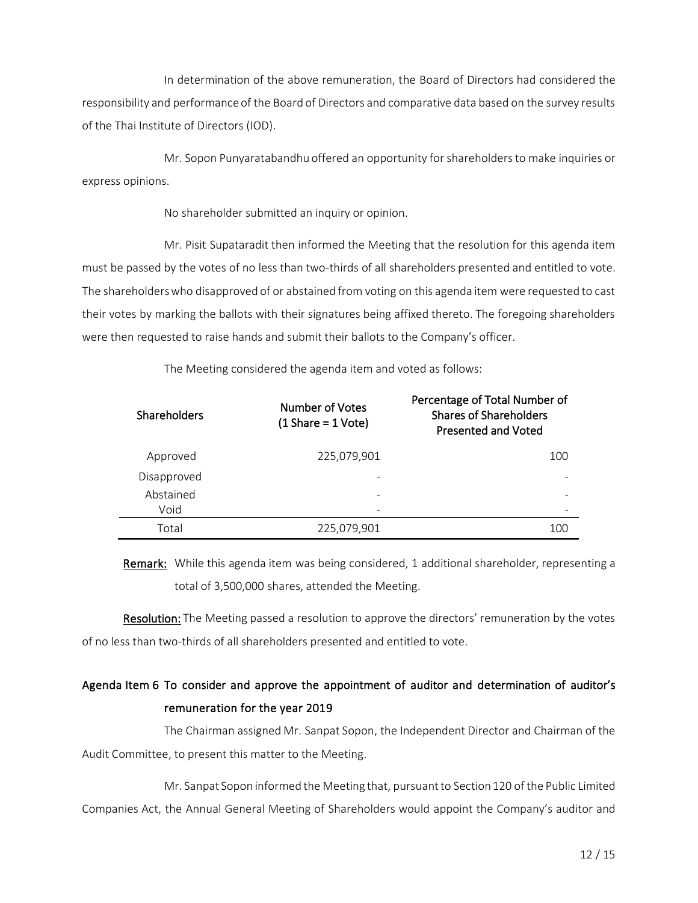In determination of the above remuneration, the Board of Directors had considered the responsibility and performance of the Board of Directors and comparative data based on the survey results of the Thai Institute of Directors (IOD).

Mr. Sopon Punyaratabandhu offered an opportunity for shareholders to make inquiries or express opinions.

No shareholder submitted an inquiry or opinion.

Mr. Pisit Supataradit then informed the Meeting that the resolution for this agenda item must be passed by the votes of no less than two-thirds of all shareholders presented and entitled to vote. The shareholders who disapproved of or abstained from voting on this agenda item were requested to cast their votes by marking the ballots with their signatures being affixed thereto. The foregoing shareholders were then requested to raise hands and submit their ballots to the Company's officer.

The Meeting considered the agenda item and voted as follows:

| Shareholders | Number of Votes (1 Share = 1 Vote) | Percentage of Total Number of Shares of Shareholders Presented and Voted |
|---|---|---|
| Approved | 225,079,901 | 100 |
| Disapproved | - | - |
| Abstained | - | - |
| Void | - | - |
| Total | 225,079,901 | 100 |

**Remark:** While this agenda item was being considered, 1 additional shareholder, representing a total of 3,500,000 shares, attended the Meeting.

**Resolution:** The Meeting passed a resolution to approve the directors' remuneration by the votes of no less than two-thirds of all shareholders presented and entitled to vote.

## Agenda Item 6 To consider and approve the appointment of auditor and determination of auditor's remuneration for the year 2019

The Chairman assigned Mr. Sanpat Sopon, the Independent Director and Chairman of the Audit Committee, to present this matter to the Meeting.

Mr. Sanpat Sopon informed the Meeting that, pursuant to Section 120 of the Public Limited Companies Act, the Annual General Meeting of Shareholders would appoint the Company's auditor and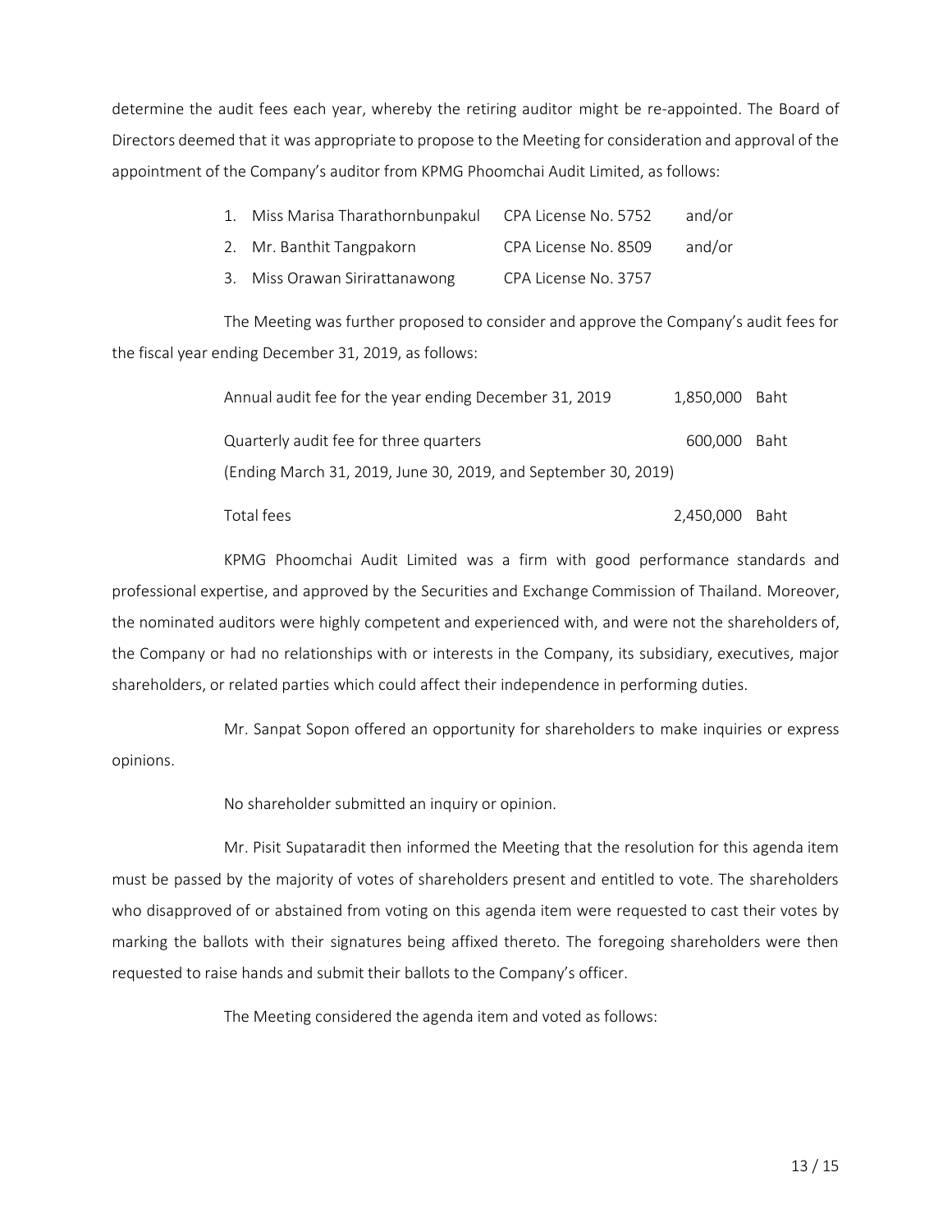determine the audit fees each year, whereby the retiring auditor might be re-appointed. The Board of Directors deemed that it was appropriate to propose to the Meeting for consideration and approval of the appointment of the Company's auditor from KPMG Phoomchai Audit Limited, as follows:

| | | |
|---|---|---|
| 1. Miss Marisa Tharathornbunpakul | CPA License No. 5752 | and/or |
| 2. Mr. Banthit Tangpakorn | CPA License No. 8509 | and/or |
| 3. Miss Orawan Sirirattanawong | CPA License No. 3757 | |

The Meeting was further proposed to consider and approve the Company's audit fees for the fiscal year ending December 31, 2019, as follows:

| | | |
|---|---:|---|
| Annual audit fee for the year ending December 31, 2019 | 1,850,000 | Baht |
| Quarterly audit fee for three quarters (Ending March 31, 2019, June 30, 2019, and September 30, 2019) | 600,000 | Baht |
| Total fees | 2,450,000 | Baht |

KPMG Phoomchai Audit Limited was a firm with good performance standards and professional expertise, and approved by the Securities and Exchange Commission of Thailand. Moreover, the nominated auditors were highly competent and experienced with, and were not the shareholders of, the Company or had no relationships with or interests in the Company, its subsidiary, executives, major shareholders, or related parties which could affect their independence in performing duties.

Mr. Sanpat Sopon offered an opportunity for shareholders to make inquiries or express opinions.

No shareholder submitted an inquiry or opinion.

Mr. Pisit Supataradit then informed the Meeting that the resolution for this agenda item must be passed by the majority of votes of shareholders present and entitled to vote. The shareholders who disapproved of or abstained from voting on this agenda item were requested to cast their votes by marking the ballots with their signatures being affixed thereto. The foregoing shareholders were then requested to raise hands and submit their ballots to the Company's officer.

The Meeting considered the agenda item and voted as follows: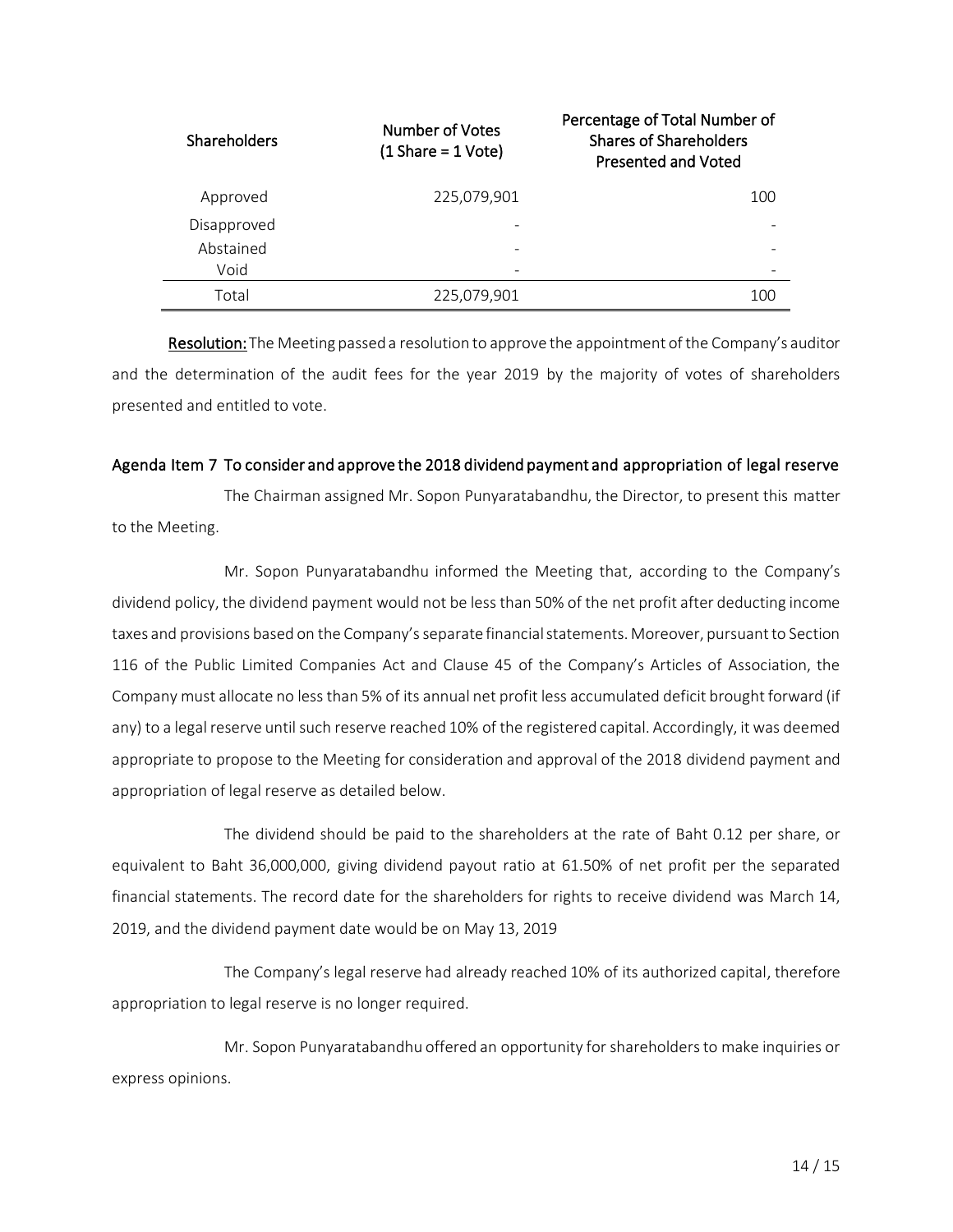| Shareholders | Number of Votes (1 Share = 1 Vote) | Percentage of Total Number of Shares of Shareholders Presented and Voted |
|---|---|---|
| Approved | 225,079,901 | 100 |
| Disapproved | - | - |
| Abstained | - | - |
| Void | - | - |
| Total | 225,079,901 | 100 |

**Resolution:** The Meeting passed a resolution to approve the appointment of the Company's auditor and the determination of the audit fees for the year 2019 by the majority of votes of shareholders presented and entitled to vote.

### Agenda Item 7 To consider and approve the 2018 dividend payment and appropriation of legal reserve

The Chairman assigned Mr. Sopon Punyaratabandhu, the Director, to present this matter to the Meeting.

Mr. Sopon Punyaratabandhu informed the Meeting that, according to the Company's dividend policy, the dividend payment would not be less than 50% of the net profit after deducting income taxes and provisions based on the Company's separate financial statements. Moreover, pursuant to Section 116 of the Public Limited Companies Act and Clause 45 of the Company's Articles of Association, the Company must allocate no less than 5% of its annual net profit less accumulated deficit brought forward (if any) to a legal reserve until such reserve reached 10% of the registered capital. Accordingly, it was deemed appropriate to propose to the Meeting for consideration and approval of the 2018 dividend payment and appropriation of legal reserve as detailed below.

The dividend should be paid to the shareholders at the rate of Baht 0.12 per share, or equivalent to Baht 36,000,000, giving dividend payout ratio at 61.50% of net profit per the separated financial statements. The record date for the shareholders for rights to receive dividend was March 14, 2019, and the dividend payment date would be on May 13, 2019

The Company's legal reserve had already reached 10% of its authorized capital, therefore appropriation to legal reserve is no longer required.

Mr. Sopon Punyaratabandhu offered an opportunity for shareholders to make inquiries or express opinions.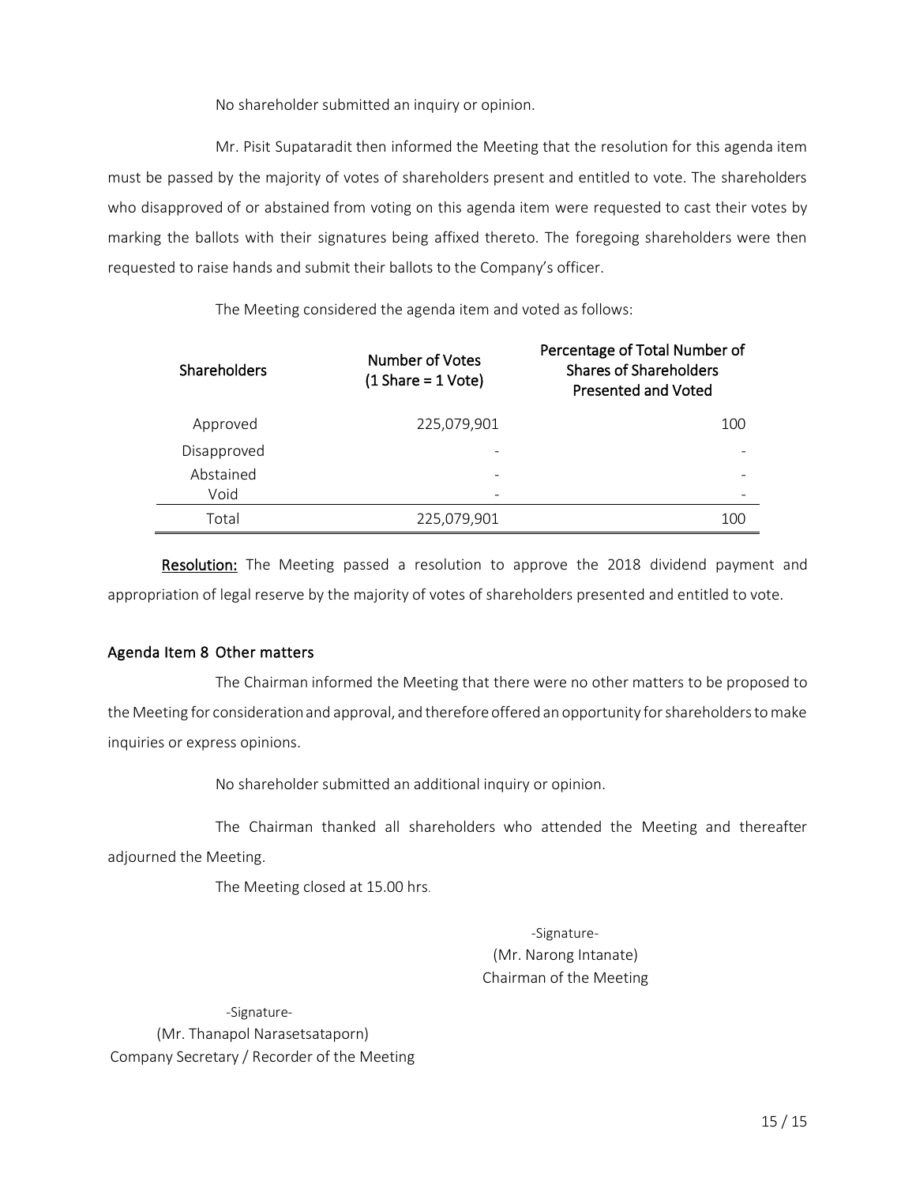No shareholder submitted an inquiry or opinion.

Mr. Pisit Supataradit then informed the Meeting that the resolution for this agenda item must be passed by the majority of votes of shareholders present and entitled to vote. The shareholders who disapproved of or abstained from voting on this agenda item were requested to cast their votes by marking the ballots with their signatures being affixed thereto. The foregoing shareholders were then requested to raise hands and submit their ballots to the Company's officer.

The Meeting considered the agenda item and voted as follows:

| Shareholders | Number of Votes (1 Share = 1 Vote) | Percentage of Total Number of Shares of Shareholders Presented and Voted |
|---|---|---|
| Approved | 225,079,901 | 100 |
| Disapproved | - | - |
| Abstained | - | - |
| Void | - | - |
| Total | 225,079,901 | 100 |

**Resolution:** The Meeting passed a resolution to approve the 2018 dividend payment and appropriation of legal reserve by the majority of votes of shareholders presented and entitled to vote.

### Agenda Item 8 Other matters

The Chairman informed the Meeting that there were no other matters to be proposed to the Meeting for consideration and approval, and therefore offered an opportunity for shareholders to make inquiries or express opinions.

No shareholder submitted an additional inquiry or opinion.

The Chairman thanked all shareholders who attended the Meeting and thereafter adjourned the Meeting.

The Meeting closed at 15.00 hrs.

-Signature-
(Mr. Narong Intanate)
Chairman of the Meeting

-Signature-
(Mr. Thanapol Narasetsataporn)
Company Secretary / Recorder of the Meeting